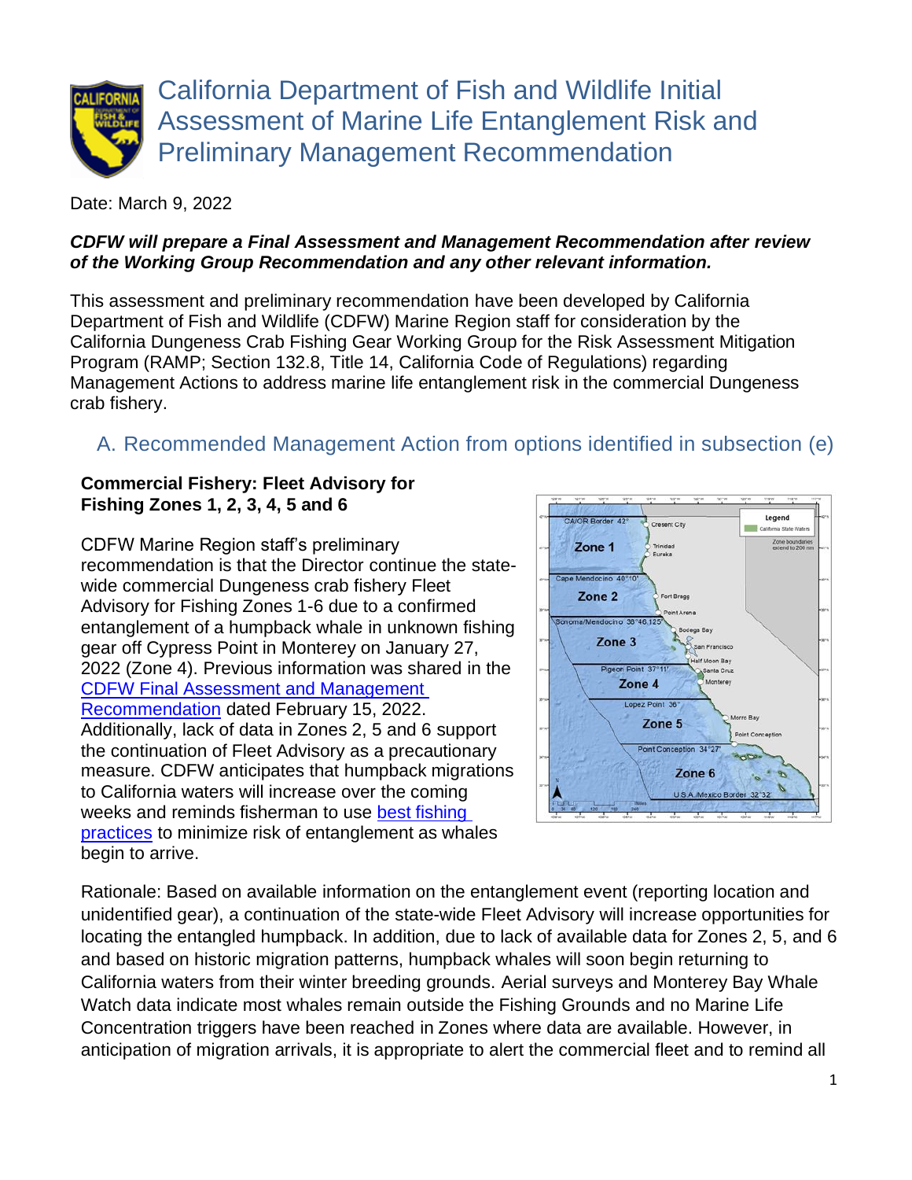# California Department of Fish and Wildlife Initial Assessment of Marine Life Entanglement Risk and Preliminary Management Recommendation

Date: March 9, 2022

***CDFW will prepare a Final Assessment and Management Recommendation after review of the Working Group Recommendation and any other relevant information.***

This assessment and preliminary recommendation have been developed by California Department of Fish and Wildlife (CDFW) Marine Region staff for consideration by the California Dungeness Crab Fishing Gear Working Group for the Risk Assessment Mitigation Program (RAMP; Section 132.8, Title 14, California Code of Regulations) regarding Management Actions to address marine life entanglement risk in the commercial Dungeness crab fishery.

## A. Recommended Management Action from options identified in subsection (e)

**Commercial Fishery: Fleet Advisory for Fishing Zones 1, 2, 3, 4, 5 and 6**

CDFW Marine Region staff's preliminary recommendation is that the Director continue the state-wide commercial Dungeness crab fishery Fleet Advisory for Fishing Zones 1-6 due to a confirmed entanglement of a humpback whale in unknown fishing gear off Cypress Point in Monterey on January 27, 2022 (Zone 4). Previous information was shared in the CDFW Final Assessment and Management Recommendation dated February 15, 2022. Additionally, lack of data in Zones 2, 5 and 6 support the continuation of Fleet Advisory as a precautionary measure. CDFW anticipates that humpback migrations to California waters will increase over the coming weeks and reminds fisherman to use best fishing practices to minimize risk of entanglement as whales begin to arrive.

Rationale: Based on available information on the entanglement event (reporting location and unidentified gear), a continuation of the state-wide Fleet Advisory will increase opportunities for locating the entangled humpback. In addition, due to lack of available data for Zones 2, 5, and 6 and based on historic migration patterns, humpback whales will soon begin returning to California waters from their winter breeding grounds. Aerial surveys and Monterey Bay Whale Watch data indicate most whales remain outside the Fishing Grounds and no Marine Life Concentration triggers have been reached in Zones where data are available. However, in anticipation of migration arrivals, it is appropriate to alert the commercial fleet and to remind all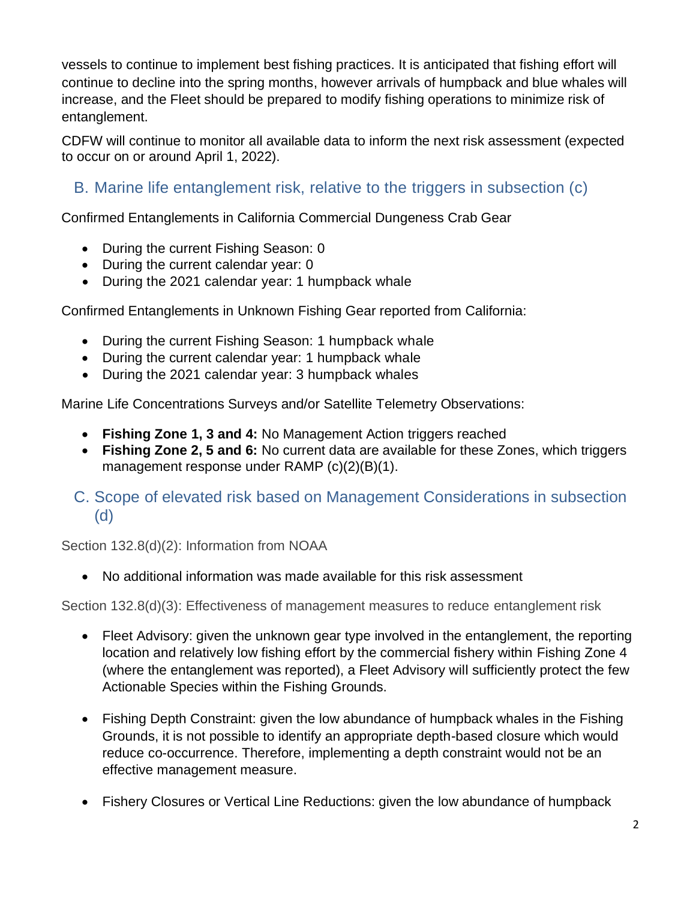vessels to continue to implement best fishing practices. It is anticipated that fishing effort will continue to decline into the spring months, however arrivals of humpback and blue whales will increase, and the Fleet should be prepared to modify fishing operations to minimize risk of entanglement.

CDFW will continue to monitor all available data to inform the next risk assessment (expected to occur on or around April 1, 2022).

## B. Marine life entanglement risk, relative to the triggers in subsection (c)

Confirmed Entanglements in California Commercial Dungeness Crab Gear

- During the current Fishing Season: 0
- During the current calendar year: 0
- During the 2021 calendar year: 1 humpback whale

Confirmed Entanglements in Unknown Fishing Gear reported from California:

- During the current Fishing Season: 1 humpback whale
- During the current calendar year: 1 humpback whale
- During the 2021 calendar year: 3 humpback whales

Marine Life Concentrations Surveys and/or Satellite Telemetry Observations:

- **Fishing Zone 1, 3 and 4:** No Management Action triggers reached
- **Fishing Zone 2, 5 and 6:** No current data are available for these Zones, which triggers management response under RAMP (c)(2)(B)(1).

## C. Scope of elevated risk based on Management Considerations in subsection (d)

### Section 132.8(d)(2): Information from NOAA

- No additional information was made available for this risk assessment

### Section 132.8(d)(3): Effectiveness of management measures to reduce entanglement risk

- Fleet Advisory: given the unknown gear type involved in the entanglement, the reporting location and relatively low fishing effort by the commercial fishery within Fishing Zone 4 (where the entanglement was reported), a Fleet Advisory will sufficiently protect the few Actionable Species within the Fishing Grounds.

- Fishing Depth Constraint: given the low abundance of humpback whales in the Fishing Grounds, it is not possible to identify an appropriate depth-based closure which would reduce co-occurrence. Therefore, implementing a depth constraint would not be an effective management measure.

- Fishery Closures or Vertical Line Reductions: given the low abundance of humpback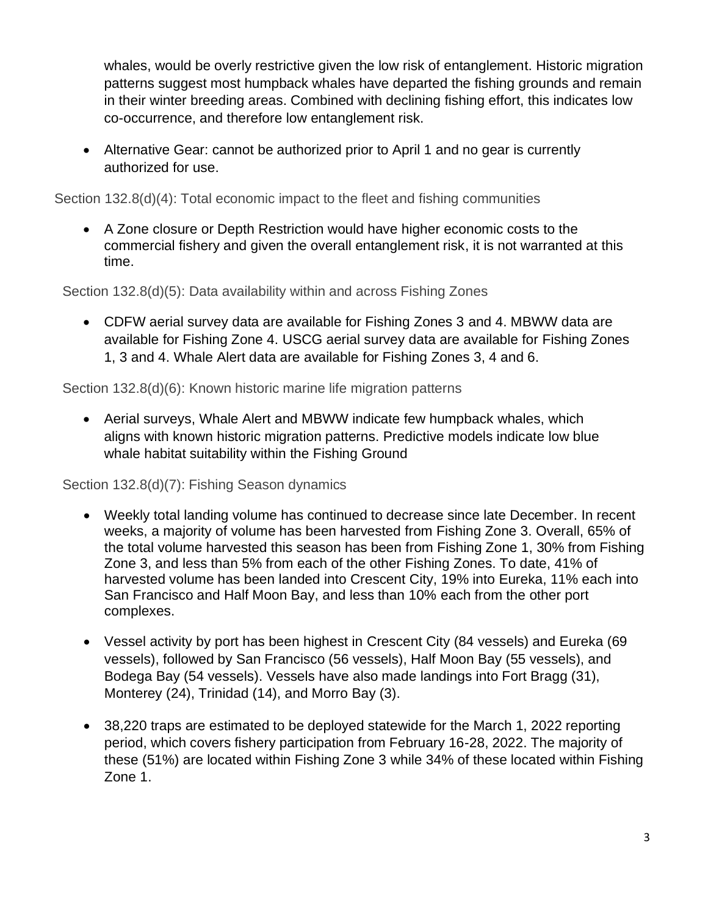whales, would be overly restrictive given the low risk of entanglement. Historic migration patterns suggest most humpback whales have departed the fishing grounds and remain in their winter breeding areas. Combined with declining fishing effort, this indicates low co-occurrence, and therefore low entanglement risk.

- Alternative Gear: cannot be authorized prior to April 1 and no gear is currently authorized for use.

Section 132.8(d)(4): Total economic impact to the fleet and fishing communities

- A Zone closure or Depth Restriction would have higher economic costs to the commercial fishery and given the overall entanglement risk, it is not warranted at this time.

Section 132.8(d)(5): Data availability within and across Fishing Zones

- CDFW aerial survey data are available for Fishing Zones 3 and 4. MBWW data are available for Fishing Zone 4. USCG aerial survey data are available for Fishing Zones 1, 3 and 4. Whale Alert data are available for Fishing Zones 3, 4 and 6.

Section 132.8(d)(6): Known historic marine life migration patterns

- Aerial surveys, Whale Alert and MBWW indicate few humpback whales, which aligns with known historic migration patterns. Predictive models indicate low blue whale habitat suitability within the Fishing Ground

Section 132.8(d)(7): Fishing Season dynamics

- Weekly total landing volume has continued to decrease since late December. In recent weeks, a majority of volume has been harvested from Fishing Zone 3. Overall, 65% of the total volume harvested this season has been from Fishing Zone 1, 30% from Fishing Zone 3, and less than 5% from each of the other Fishing Zones. To date, 41% of harvested volume has been landed into Crescent City, 19% into Eureka, 11% each into San Francisco and Half Moon Bay, and less than 10% each from the other port complexes.
- Vessel activity by port has been highest in Crescent City (84 vessels) and Eureka (69 vessels), followed by San Francisco (56 vessels), Half Moon Bay (55 vessels), and Bodega Bay (54 vessels). Vessels have also made landings into Fort Bragg (31), Monterey (24), Trinidad (14), and Morro Bay (3).
- 38,220 traps are estimated to be deployed statewide for the March 1, 2022 reporting period, which covers fishery participation from February 16-28, 2022. The majority of these (51%) are located within Fishing Zone 3 while 34% of these located within Fishing Zone 1.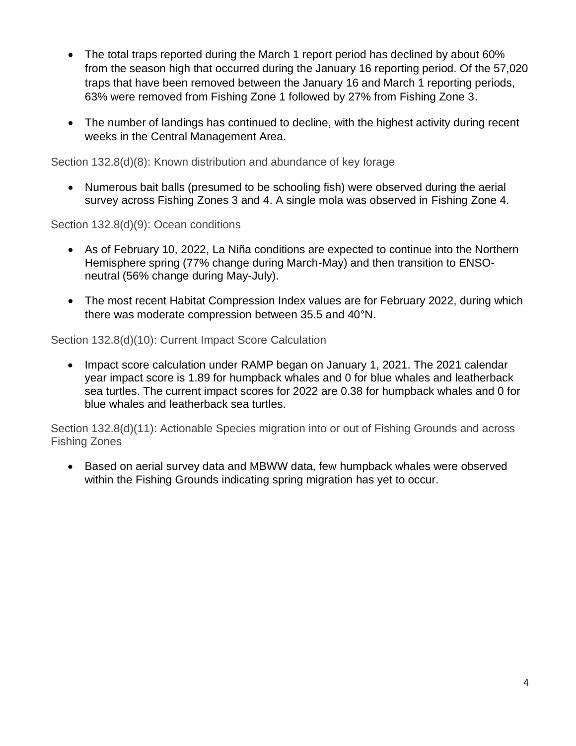- The total traps reported during the March 1 report period has declined by about 60% from the season high that occurred during the January 16 reporting period. Of the 57,020 traps that have been removed between the January 16 and March 1 reporting periods, 63% were removed from Fishing Zone 1 followed by 27% from Fishing Zone 3.

- The number of landings has continued to decline, with the highest activity during recent weeks in the Central Management Area.

Section 132.8(d)(8): Known distribution and abundance of key forage

- Numerous bait balls (presumed to be schooling fish) were observed during the aerial survey across Fishing Zones 3 and 4. A single mola was observed in Fishing Zone 4.

Section 132.8(d)(9): Ocean conditions

- As of February 10, 2022, La Niña conditions are expected to continue into the Northern Hemisphere spring (77% change during March-May) and then transition to ENSO-neutral (56% change during May-July).

- The most recent Habitat Compression Index values are for February 2022, during which there was moderate compression between 35.5 and 40°N.

Section 132.8(d)(10): Current Impact Score Calculation

- Impact score calculation under RAMP began on January 1, 2021. The 2021 calendar year impact score is 1.89 for humpback whales and 0 for blue whales and leatherback sea turtles. The current impact scores for 2022 are 0.38 for humpback whales and 0 for blue whales and leatherback sea turtles.

Section 132.8(d)(11): Actionable Species migration into or out of Fishing Grounds and across Fishing Zones

- Based on aerial survey data and MBWW data, few humpback whales were observed within the Fishing Grounds indicating spring migration has yet to occur.